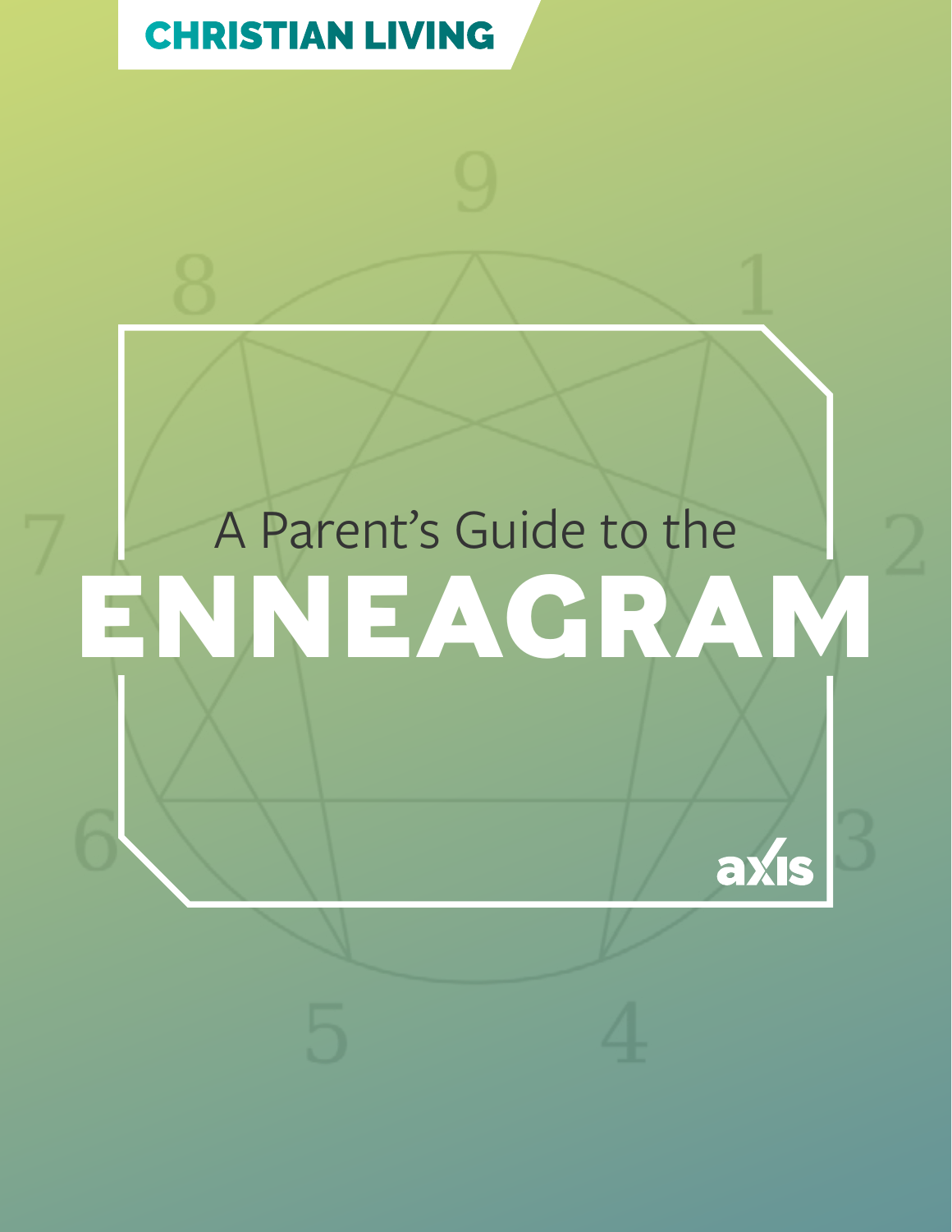CHRISTIAN LIVING

# A Parent's Guide to the ENNEAGRAM

axis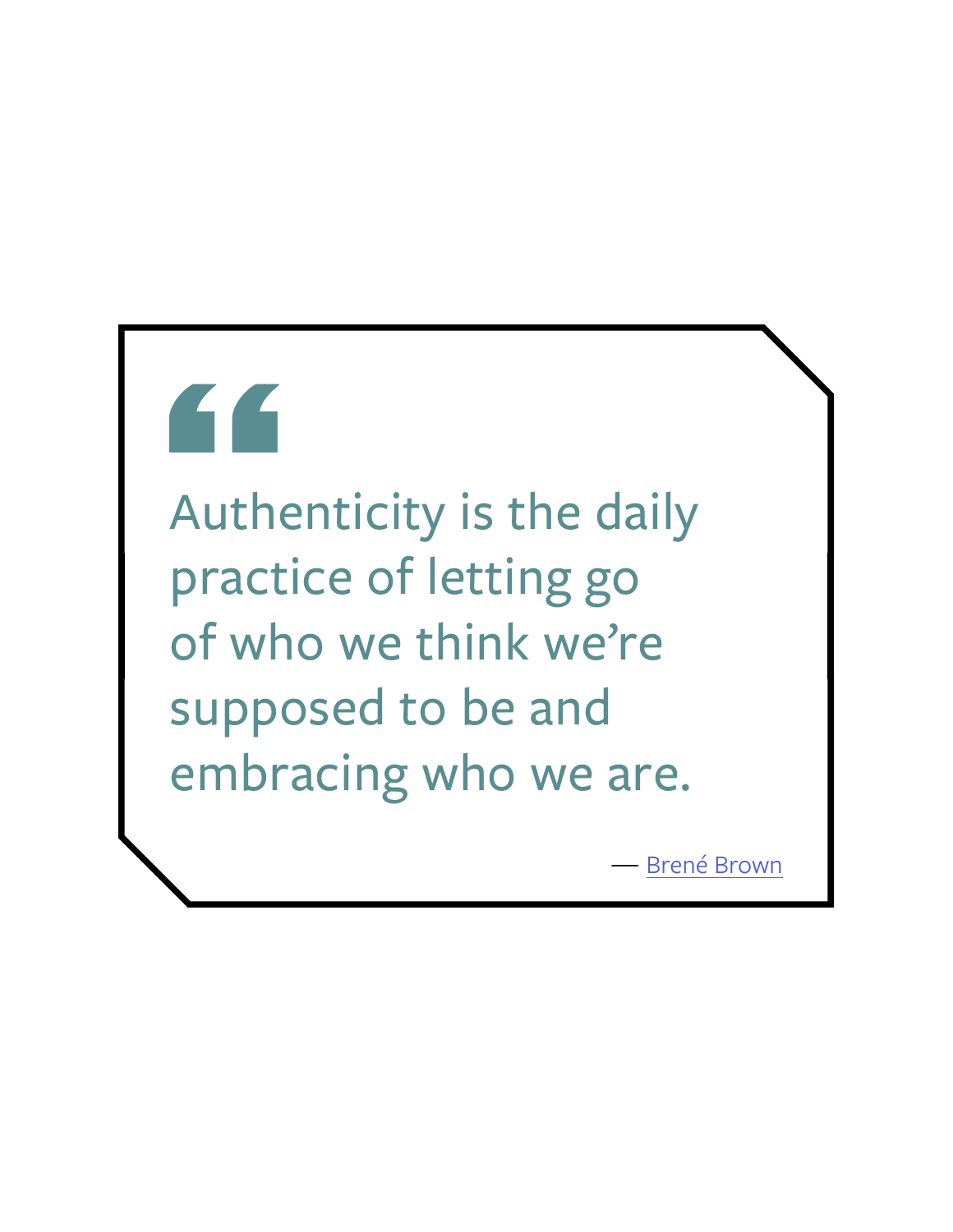> Authenticity is the daily practice of letting go of who we think we're supposed to be and embracing who we are.
>
> — Brené Brown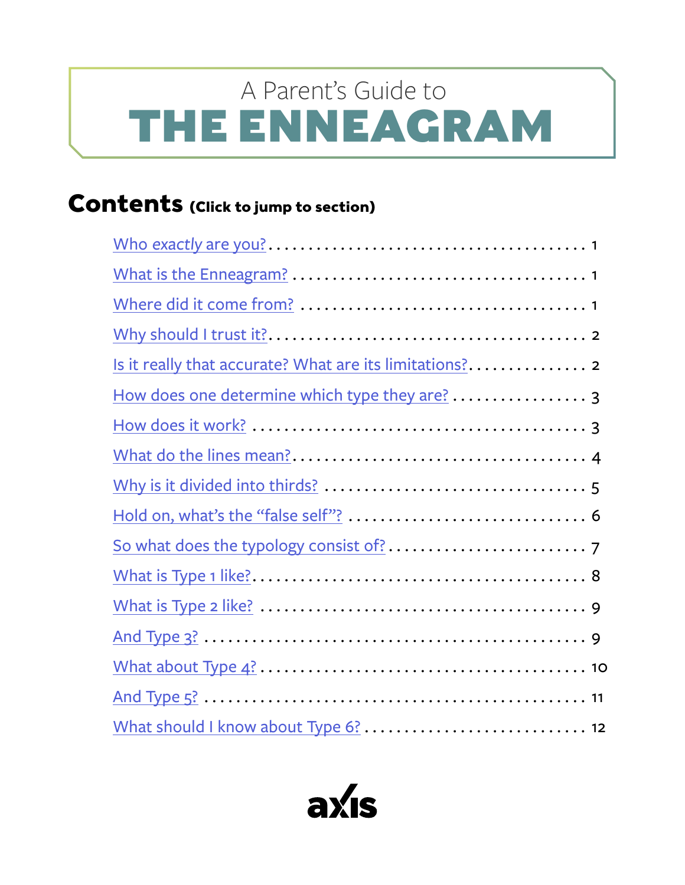A Parent's Guide to

# THE ENNEAGRAM

## Contents (Click to jump to section)

| | |
|---|---|
| Who *exactly* are you? | 1 |
| What is the Enneagram? | 1 |
| Where did it come from? | 1 |
| Why should I trust it? | 2 |
| Is it really that accurate? What are its limitations? | 2 |
| How does one determine which type they are? | 3 |
| How does it work? | 3 |
| What do the lines mean? | 4 |
| Why is it divided into thirds? | 5 |
| Hold on, what's the "false self"? | 6 |
| So what does the typology consist of? | 7 |
| What is Type 1 like? | 8 |
| What is Type 2 like? | 9 |
| And Type 3? | 9 |
| What about Type 4? | 10 |
| And Type 5? | 11 |
| What should I know about Type 6? | 12 |

axis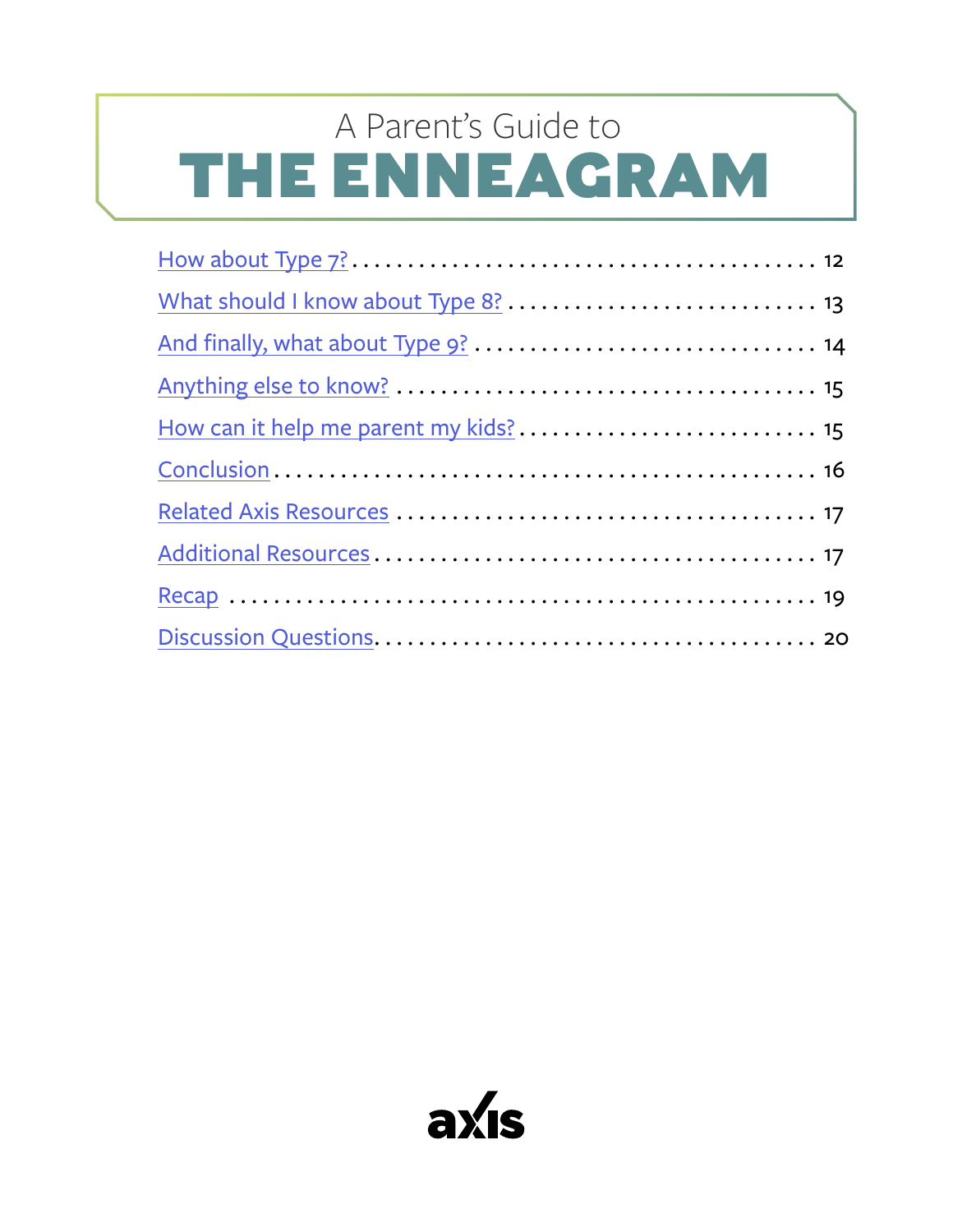A Parent's Guide to

# THE ENNEAGRAM

| | |
|---|---|
| How about Type 7? | 12 |
| What should I know about Type 8? | 13 |
| And finally, what about Type 9? | 14 |
| Anything else to know? | 15 |
| How can it help me parent my kids? | 15 |
| Conclusion | 16 |
| Related Axis Resources | 17 |
| Additional Resources | 17 |
| Recap | 19 |
| Discussion Questions | 20 |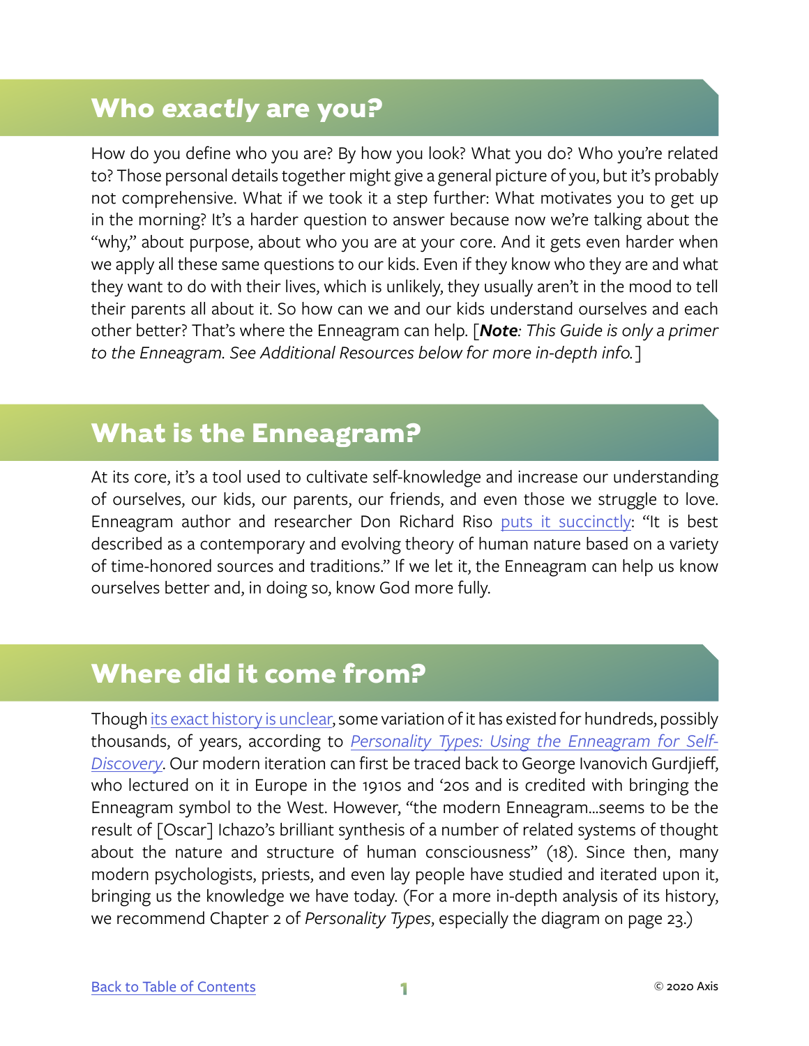## Who *exactly* are you?

How do you define who you are? By how you look? What you do? Who you're related to? Those personal details together might give a general picture of you, but it's probably not comprehensive. What if we took it a step further: What motivates you to get up in the morning? It's a harder question to answer because now we're talking about the "why," about purpose, about who you are at your core. And it gets even harder when we apply all these same questions to our kids. Even if they know who they are and what they want to do with their lives, which is unlikely, they usually aren't in the mood to tell their parents all about it. So how can we and our kids understand ourselves and each other better? That's where the Enneagram can help. [***Note****: This Guide is only a primer to the Enneagram. See Additional Resources below for more in-depth info.*]

## What is the Enneagram?

At its core, it's a tool used to cultivate self-knowledge and increase our understanding of ourselves, our kids, our parents, our friends, and even those we struggle to love. Enneagram author and researcher Don Richard Riso puts it succinctly: "It is best described as a contemporary and evolving theory of human nature based on a variety of time-honored sources and traditions." If we let it, the Enneagram can help us know ourselves better and, in doing so, know God more fully.

## Where did it come from?

Though its exact history is unclear, some variation of it has existed for hundreds, possibly thousands, of years, according to *Personality Types: Using the Enneagram for Self-Discovery*. Our modern iteration can first be traced back to George Ivanovich Gurdjieff, who lectured on it in Europe in the 1910s and '20s and is credited with bringing the Enneagram symbol to the West. However, "the modern Enneagram...seems to be the result of [Oscar] Ichazo's brilliant synthesis of a number of related systems of thought about the nature and structure of human consciousness" (18). Since then, many modern psychologists, priests, and even lay people have studied and iterated upon it, bringing us the knowledge we have today. (For a more in-depth analysis of its history, we recommend Chapter 2 of *Personality Types*, especially the diagram on page 23.)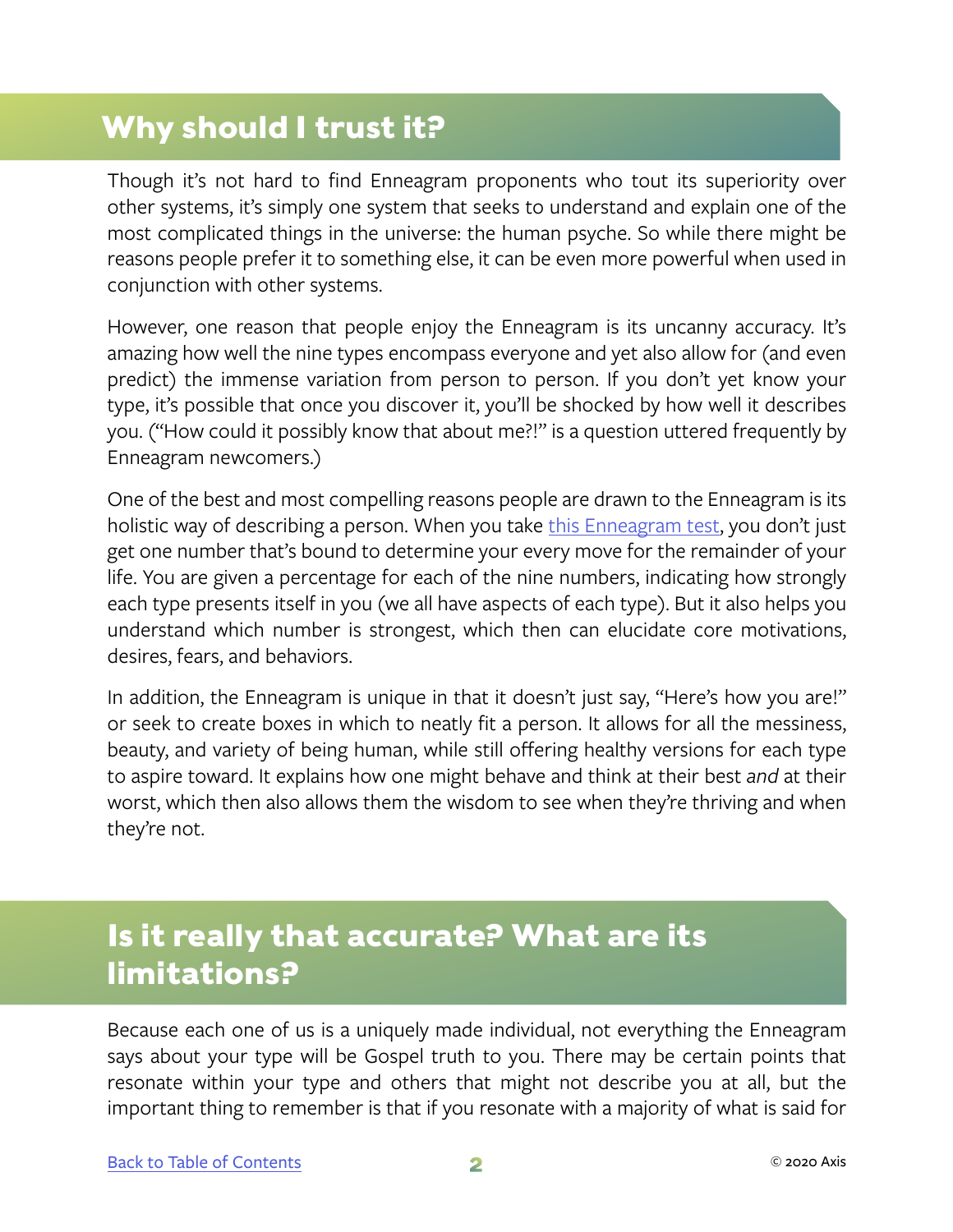## Why should I trust it?

Though it's not hard to find Enneagram proponents who tout its superiority over other systems, it's simply one system that seeks to understand and explain one of the most complicated things in the universe: the human psyche. So while there might be reasons people prefer it to something else, it can be even more powerful when used in conjunction with other systems.

However, one reason that people enjoy the Enneagram is its uncanny accuracy. It's amazing how well the nine types encompass everyone and yet also allow for (and even predict) the immense variation from person to person. If you don't yet know your type, it's possible that once you discover it, you'll be shocked by how well it describes you. ("How could it possibly know that about me?!" is a question uttered frequently by Enneagram newcomers.)

One of the best and most compelling reasons people are drawn to the Enneagram is its holistic way of describing a person. When you take this Enneagram test, you don't just get one number that's bound to determine your every move for the remainder of your life. You are given a percentage for each of the nine numbers, indicating how strongly each type presents itself in you (we all have aspects of each type). But it also helps you understand which number is strongest, which then can elucidate core motivations, desires, fears, and behaviors.

In addition, the Enneagram is unique in that it doesn't just say, "Here's how you are!" or seek to create boxes in which to neatly fit a person. It allows for all the messiness, beauty, and variety of being human, while still offering healthy versions for each type to aspire toward. It explains how one might behave and think at their best *and* at their worst, which then also allows them the wisdom to see when they're thriving and when they're not.

## Is it really that accurate? What are its limitations?

Because each one of us is a uniquely made individual, not everything the Enneagram says about your type will be Gospel truth to you. There may be certain points that resonate within your type and others that might not describe you at all, but the important thing to remember is that if you resonate with a majority of what is said for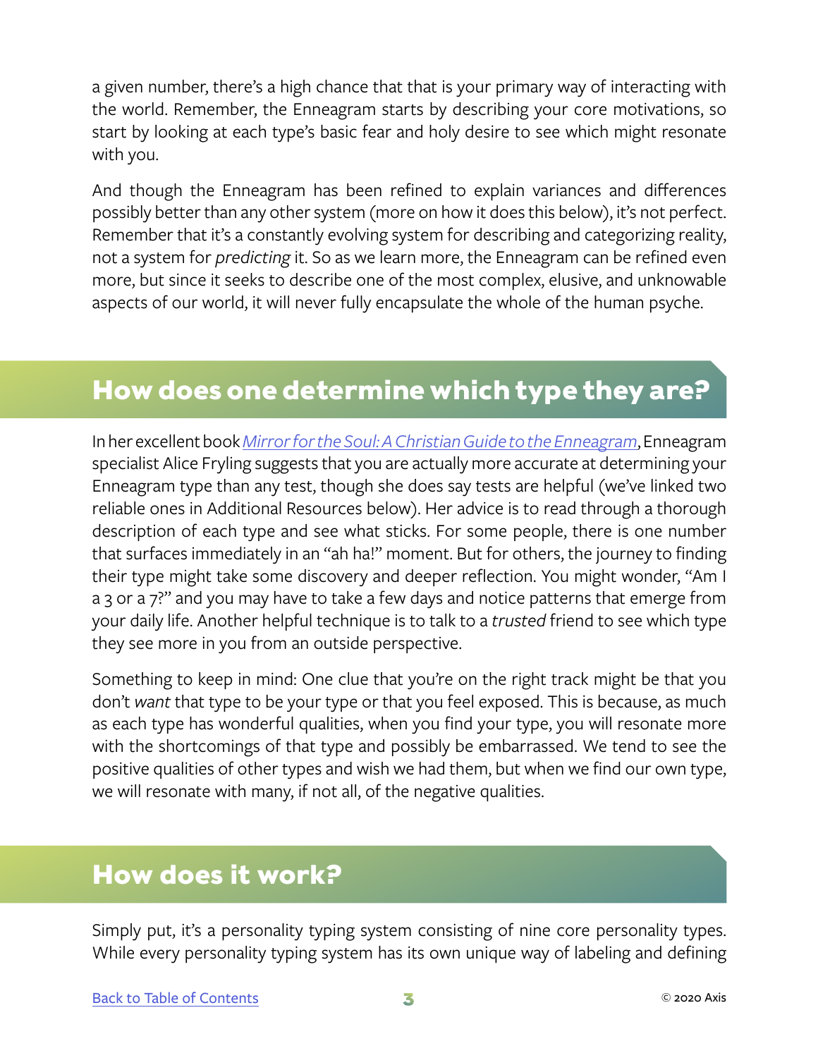a given number, there's a high chance that that is your primary way of interacting with the world. Remember, the Enneagram starts by describing your core motivations, so start by looking at each type's basic fear and holy desire to see which might resonate with you.

And though the Enneagram has been refined to explain variances and differences possibly better than any other system (more on how it does this below), it's not perfect. Remember that it's a constantly evolving system for describing and categorizing reality, not a system for *predicting* it. So as we learn more, the Enneagram can be refined even more, but since it seeks to describe one of the most complex, elusive, and unknowable aspects of our world, it will never fully encapsulate the whole of the human psyche.

## How does one determine which type they are?

In her excellent book *Mirror for the Soul: A Christian Guide to the Enneagram*, Enneagram specialist Alice Fryling suggests that you are actually more accurate at determining your Enneagram type than any test, though she does say tests are helpful (we've linked two reliable ones in Additional Resources below). Her advice is to read through a thorough description of each type and see what sticks. For some people, there is one number that surfaces immediately in an "ah ha!" moment. But for others, the journey to finding their type might take some discovery and deeper reflection. You might wonder, "Am I a 3 or a 7?" and you may have to take a few days and notice patterns that emerge from your daily life. Another helpful technique is to talk to a *trusted* friend to see which type they see more in you from an outside perspective.

Something to keep in mind: One clue that you're on the right track might be that you don't *want* that type to be your type or that you feel exposed. This is because, as much as each type has wonderful qualities, when you find your type, you will resonate more with the shortcomings of that type and possibly be embarrassed. We tend to see the positive qualities of other types and wish we had them, but when we find our own type, we will resonate with many, if not all, of the negative qualities.

## How does it work?

Simply put, it's a personality typing system consisting of nine core personality types. While every personality typing system has its own unique way of labeling and defining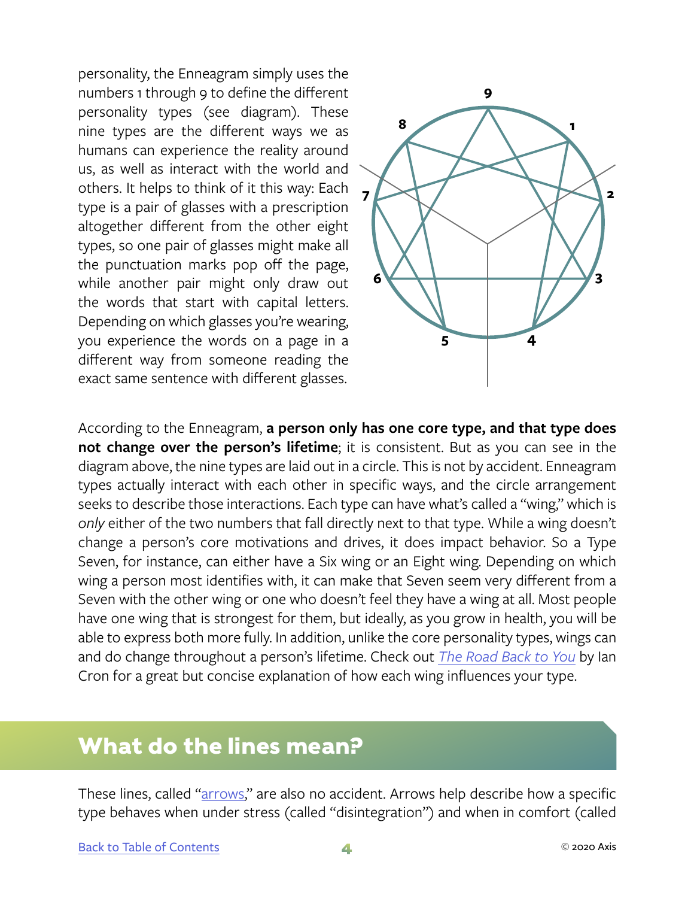personality, the Enneagram simply uses the numbers 1 through 9 to define the different personality types (see diagram). These nine types are the different ways we as humans can experience the reality around us, as well as interact with the world and others. It helps to think of it this way: Each type is a pair of glasses with a prescription altogether different from the other eight types, so one pair of glasses might make all the punctuation marks pop off the page, while another pair might only draw out the words that start with capital letters. Depending on which glasses you're wearing, you experience the words on a page in a different way from someone reading the exact same sentence with different glasses.

According to the Enneagram, **a person only has one core type, and that type does not change over the person's lifetime**; it is consistent. But as you can see in the diagram above, the nine types are laid out in a circle. This is not by accident. Enneagram types actually interact with each other in specific ways, and the circle arrangement seeks to describe those interactions. Each type can have what's called a "wing," which is *only* either of the two numbers that fall directly next to that type. While a wing doesn't change a person's core motivations and drives, it does impact behavior. So a Type Seven, for instance, can either have a Six wing or an Eight wing. Depending on which wing a person most identifies with, it can make that Seven seem very different from a Seven with the other wing or one who doesn't feel they have a wing at all. Most people have one wing that is strongest for them, but ideally, as you grow in health, you will be able to express both more fully. In addition, unlike the core personality types, wings can and do change throughout a person's lifetime. Check out *The Road Back to You* by Ian Cron for a great but concise explanation of how each wing influences your type.

## What do the lines mean?

These lines, called "arrows," are also no accident. Arrows help describe how a specific type behaves when under stress (called "disintegration") and when in comfort (called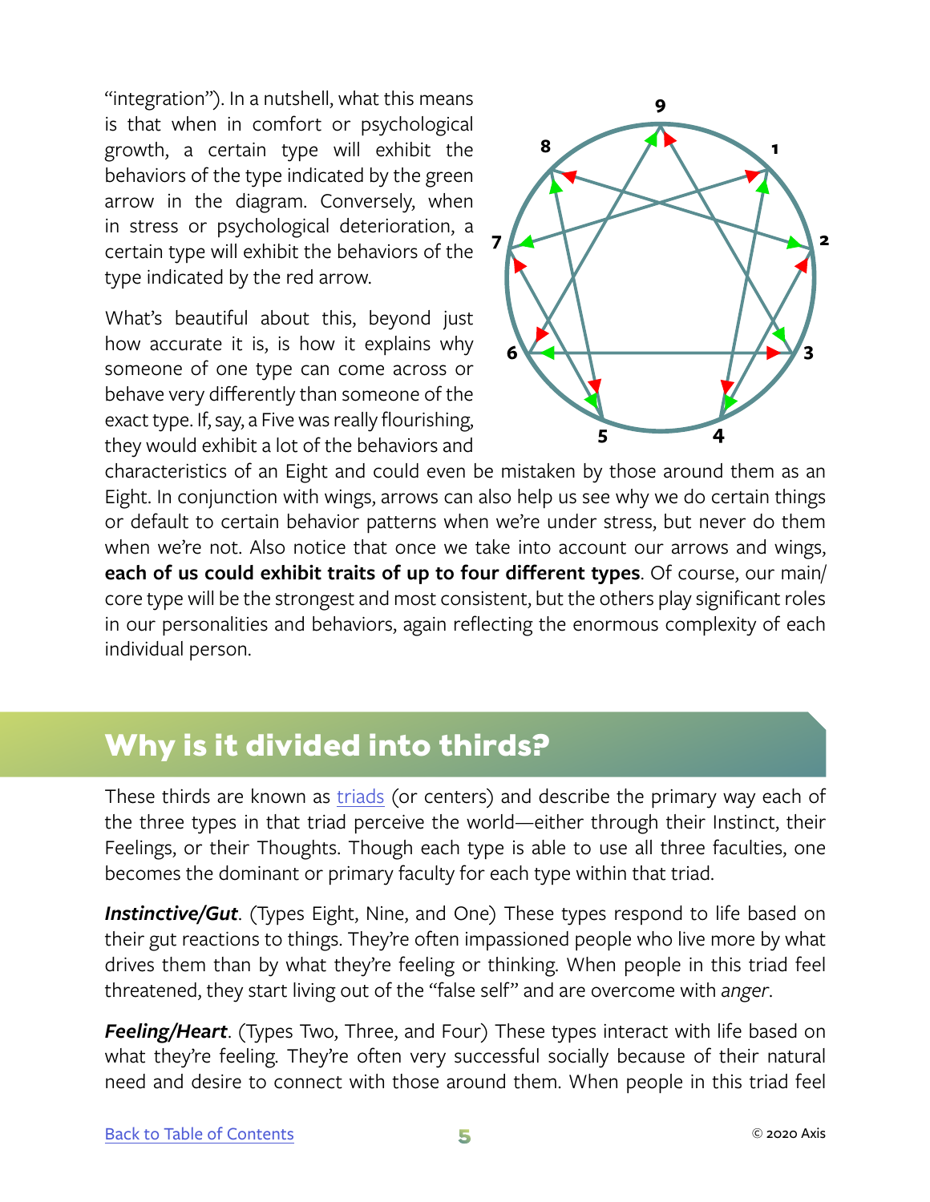"integration"). In a nutshell, what this means is that when in comfort or psychological growth, a certain type will exhibit the behaviors of the type indicated by the green arrow in the diagram. Conversely, when in stress or psychological deterioration, a certain type will exhibit the behaviors of the type indicated by the red arrow.

What's beautiful about this, beyond just how accurate it is, is how it explains why someone of one type can come across or behave very differently than someone of the exact type. If, say, a Five was really flourishing, they would exhibit a lot of the behaviors and characteristics of an Eight and could even be mistaken by those around them as an Eight. In conjunction with wings, arrows can also help us see why we do certain things or default to certain behavior patterns when we're under stress, but never do them when we're not. Also notice that once we take into account our arrows and wings, **each of us could exhibit traits of up to four different types**. Of course, our main/core type will be the strongest and most consistent, but the others play significant roles in our personalities and behaviors, again reflecting the enormous complexity of each individual person.

## Why is it divided into thirds?

These thirds are known as triads (or centers) and describe the primary way each of the three types in that triad perceive the world—either through their Instinct, their Feelings, or their Thoughts. Though each type is able to use all three faculties, one becomes the dominant or primary faculty for each type within that triad.

***Instinctive/Gut***. (Types Eight, Nine, and One) These types respond to life based on their gut reactions to things. They're often impassioned people who live more by what drives them than by what they're feeling or thinking. When people in this triad feel threatened, they start living out of the "false self" and are overcome with *anger*.

***Feeling/Heart***. (Types Two, Three, and Four) These types interact with life based on what they're feeling. They're often very successful socially because of their natural need and desire to connect with those around them. When people in this triad feel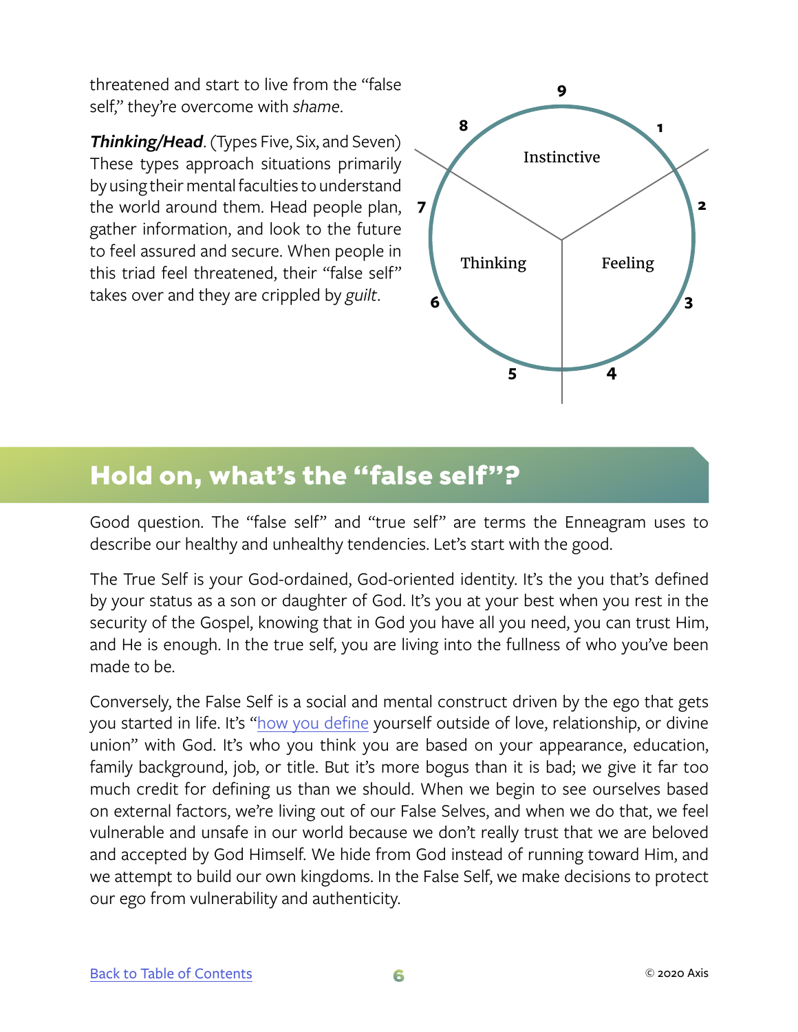threatened and start to live from the “false self,” they’re overcome with *shame*.

***Thinking/Head***. (Types Five, Six, and Seven) These types approach situations primarily by using their mental faculties to understand the world around them. Head people plan, gather information, and look to the future to feel assured and secure. When people in this triad feel threatened, their “false self” takes over and they are crippled by *guilt*.

## Hold on, what’s the “false self”?

Good question. The “false self” and “true self” are terms the Enneagram uses to describe our healthy and unhealthy tendencies. Let’s start with the good.

The True Self is your God-ordained, God-oriented identity. It’s the you that’s defined by your status as a son or daughter of God. It’s you at your best when you rest in the security of the Gospel, knowing that in God you have all you need, you can trust Him, and He is enough. In the true self, you are living into the fullness of who you’ve been made to be.

Conversely, the False Self is a social and mental construct driven by the ego that gets you started in life. It’s “how you define yourself outside of love, relationship, or divine union” with God. It’s who you think you are based on your appearance, education, family background, job, or title. But it’s more bogus than it is bad; we give it far too much credit for defining us than we should. When we begin to see ourselves based on external factors, we’re living out of our False Selves, and when we do that, we feel vulnerable and unsafe in our world because we don’t really trust that we are beloved and accepted by God Himself. We hide from God instead of running toward Him, and we attempt to build our own kingdoms. In the False Self, we make decisions to protect our ego from vulnerability and authenticity.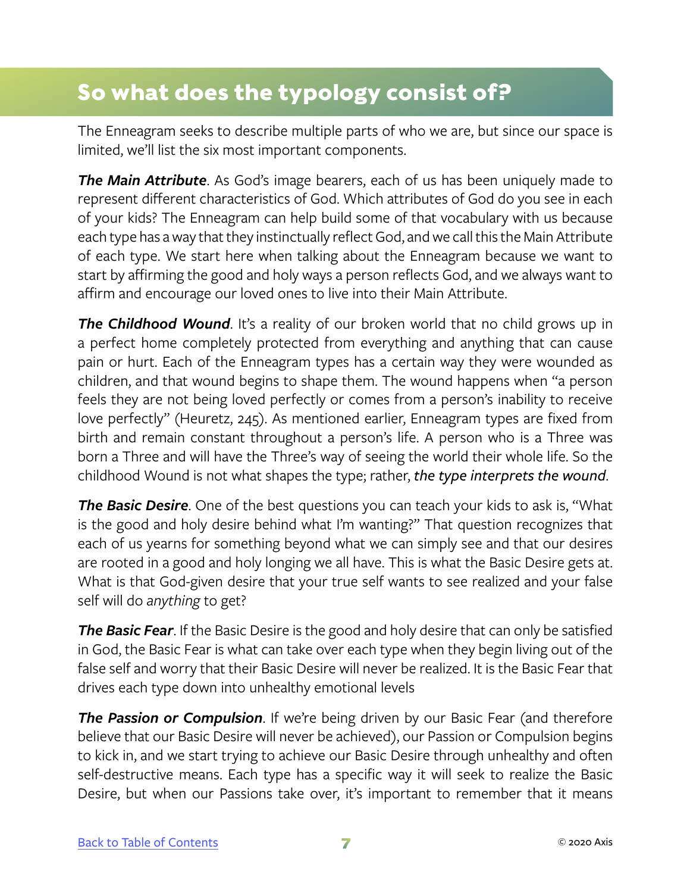## So what does the typology consist of?

The Enneagram seeks to describe multiple parts of who we are, but since our space is limited, we'll list the six most important components.

***The Main Attribute***. As God's image bearers, each of us has been uniquely made to represent different characteristics of God. Which attributes of God do you see in each of your kids? The Enneagram can help build some of that vocabulary with us because each type has a way that they instinctually reflect God, and we call this the Main Attribute of each type. We start here when talking about the Enneagram because we want to start by affirming the good and holy ways a person reflects God, and we always want to affirm and encourage our loved ones to live into their Main Attribute.

***The Childhood Wound***. It's a reality of our broken world that no child grows up in a perfect home completely protected from everything and anything that can cause pain or hurt. Each of the Enneagram types has a certain way they were wounded as children, and that wound begins to shape them. The wound happens when "a person feels they are not being loved perfectly or comes from a person's inability to receive love perfectly" (Heuretz, 245). As mentioned earlier, Enneagram types are fixed from birth and remain constant throughout a person's life. A person who is a Three was born a Three and will have the Three's way of seeing the world their whole life. So the childhood Wound is not what shapes the type; rather, *the type interprets the wound*.

***The Basic Desire***. One of the best questions you can teach your kids to ask is, "What is the good and holy desire behind what I'm wanting?" That question recognizes that each of us yearns for something beyond what we can simply see and that our desires are rooted in a good and holy longing we all have. This is what the Basic Desire gets at. What is that God-given desire that your true self wants to see realized and your false self will do *anything* to get?

***The Basic Fear***. If the Basic Desire is the good and holy desire that can only be satisfied in God, the Basic Fear is what can take over each type when they begin living out of the false self and worry that their Basic Desire will never be realized. It is the Basic Fear that drives each type down into unhealthy emotional levels

***The Passion or Compulsion***. If we're being driven by our Basic Fear (and therefore believe that our Basic Desire will never be achieved), our Passion or Compulsion begins to kick in, and we start trying to achieve our Basic Desire through unhealthy and often self-destructive means. Each type has a specific way it will seek to realize the Basic Desire, but when our Passions take over, it's important to remember that it means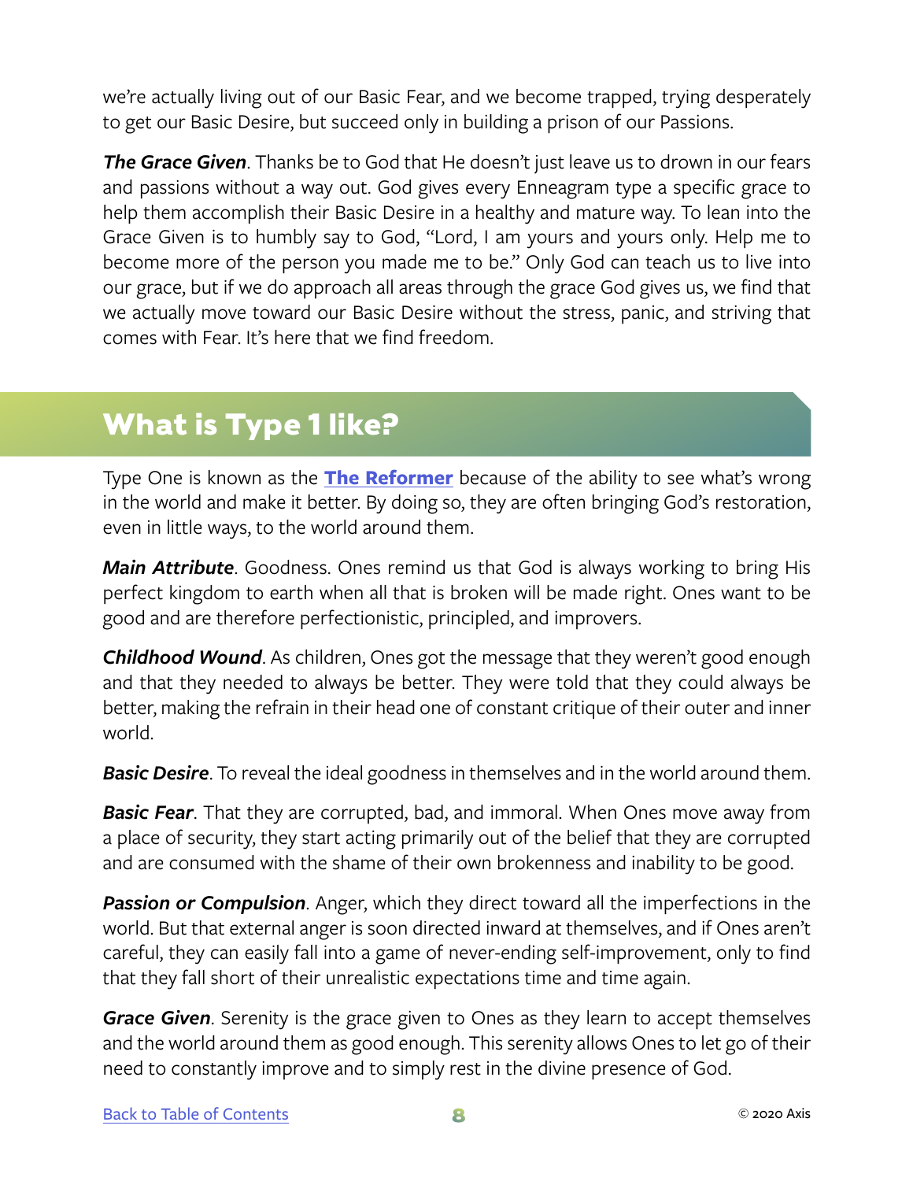we're actually living out of our Basic Fear, and we become trapped, trying desperately to get our Basic Desire, but succeed only in building a prison of our Passions.

***The Grace Given***. Thanks be to God that He doesn't just leave us to drown in our fears and passions without a way out. God gives every Enneagram type a specific grace to help them accomplish their Basic Desire in a healthy and mature way. To lean into the Grace Given is to humbly say to God, "Lord, I am yours and yours only. Help me to become more of the person you made me to be." Only God can teach us to live into our grace, but if we do approach all areas through the grace God gives us, we find that we actually move toward our Basic Desire without the stress, panic, and striving that comes with Fear. It's here that we find freedom.

## What is Type 1 like?

Type One is known as the **The Reformer** because of the ability to see what's wrong in the world and make it better. By doing so, they are often bringing God's restoration, even in little ways, to the world around them.

***Main Attribute***. Goodness. Ones remind us that God is always working to bring His perfect kingdom to earth when all that is broken will be made right. Ones want to be good and are therefore perfectionistic, principled, and improvers.

***Childhood Wound***. As children, Ones got the message that they weren't good enough and that they needed to always be better. They were told that they could always be better, making the refrain in their head one of constant critique of their outer and inner world.

***Basic Desire***. To reveal the ideal goodness in themselves and in the world around them.

***Basic Fear***. That they are corrupted, bad, and immoral. When Ones move away from a place of security, they start acting primarily out of the belief that they are corrupted and are consumed with the shame of their own brokenness and inability to be good.

***Passion or Compulsion***. Anger, which they direct toward all the imperfections in the world. But that external anger is soon directed inward at themselves, and if Ones aren't careful, they can easily fall into a game of never-ending self-improvement, only to find that they fall short of their unrealistic expectations time and time again.

***Grace Given***. Serenity is the grace given to Ones as they learn to accept themselves and the world around them as good enough. This serenity allows Ones to let go of their need to constantly improve and to simply rest in the divine presence of God.

Back to Table of Contents

© 2020 Axis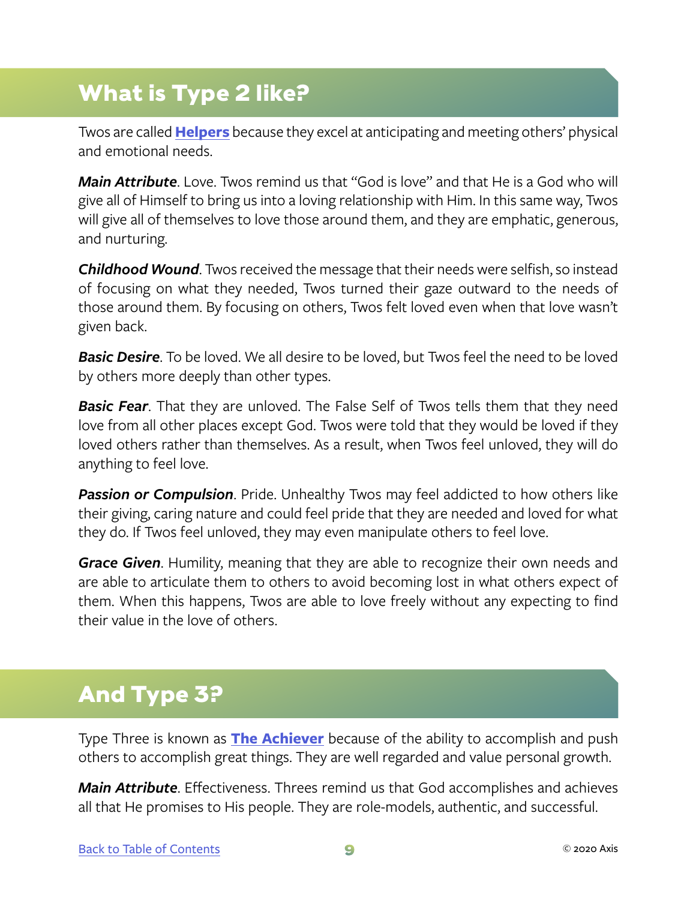## What is Type 2 like?

Twos are called **Helpers** because they excel at anticipating and meeting others' physical and emotional needs.

***Main Attribute***. Love. Twos remind us that "God is love" and that He is a God who will give all of Himself to bring us into a loving relationship with Him. In this same way, Twos will give all of themselves to love those around them, and they are emphatic, generous, and nurturing.

***Childhood Wound***. Twos received the message that their needs were selfish, so instead of focusing on what they needed, Twos turned their gaze outward to the needs of those around them. By focusing on others, Twos felt loved even when that love wasn't given back.

***Basic Desire***. To be loved. We all desire to be loved, but Twos feel the need to be loved by others more deeply than other types.

***Basic Fear***. That they are unloved. The False Self of Twos tells them that they need love from all other places except God. Twos were told that they would be loved if they loved others rather than themselves. As a result, when Twos feel unloved, they will do anything to feel love.

***Passion or Compulsion***. Pride. Unhealthy Twos may feel addicted to how others like their giving, caring nature and could feel pride that they are needed and loved for what they do. If Twos feel unloved, they may even manipulate others to feel love.

***Grace Given***. Humility, meaning that they are able to recognize their own needs and are able to articulate them to others to avoid becoming lost in what others expect of them. When this happens, Twos are able to love freely without any expecting to find their value in the love of others.

## And Type 3?

Type Three is known as **The Achiever** because of the ability to accomplish and push others to accomplish great things. They are well regarded and value personal growth.

***Main Attribute***. Effectiveness. Threes remind us that God accomplishes and achieves all that He promises to His people. They are role-models, authentic, and successful.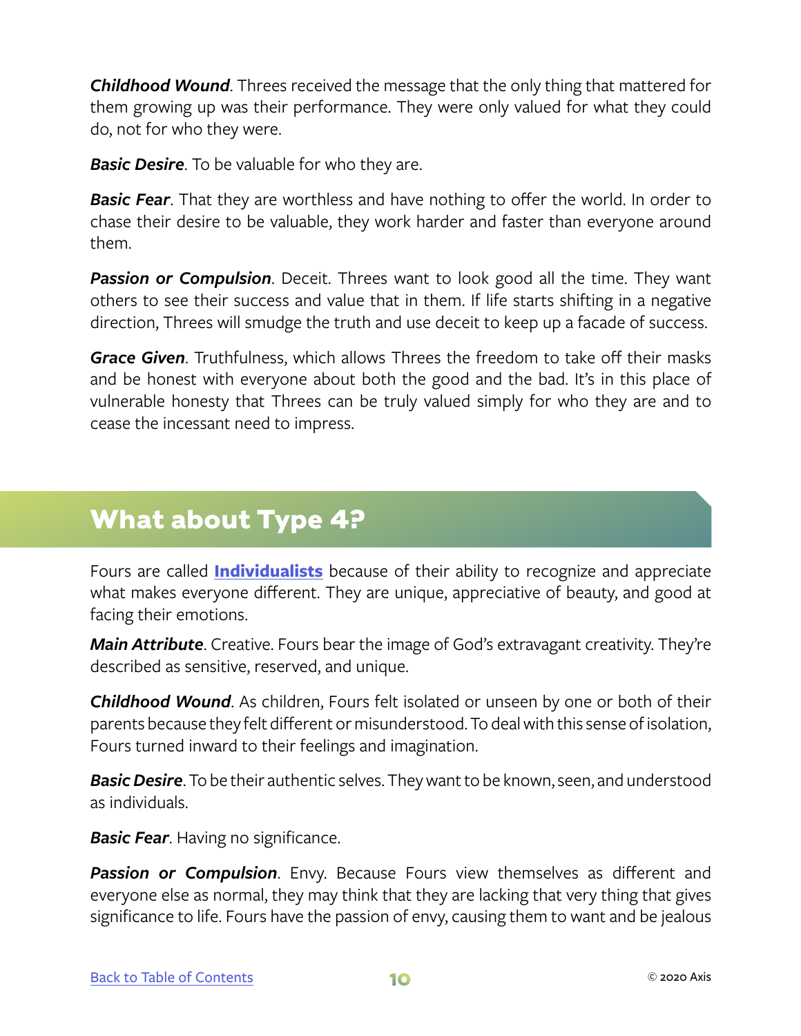***Childhood Wound***. Threes received the message that the only thing that mattered for them growing up was their performance. They were only valued for what they could do, not for who they were.

***Basic Desire***. To be valuable for who they are.

***Basic Fear***. That they are worthless and have nothing to offer the world. In order to chase their desire to be valuable, they work harder and faster than everyone around them.

***Passion or Compulsion***. Deceit. Threes want to look good all the time. They want others to see their success and value that in them. If life starts shifting in a negative direction, Threes will smudge the truth and use deceit to keep up a facade of success.

***Grace Given***. Truthfulness, which allows Threes the freedom to take off their masks and be honest with everyone about both the good and the bad. It's in this place of vulnerable honesty that Threes can be truly valued simply for who they are and to cease the incessant need to impress.

## What about Type 4?

Fours are called **Individualists** because of their ability to recognize and appreciate what makes everyone different. They are unique, appreciative of beauty, and good at facing their emotions.

***Main Attribute***. Creative. Fours bear the image of God's extravagant creativity. They're described as sensitive, reserved, and unique.

***Childhood Wound***. As children, Fours felt isolated or unseen by one or both of their parents because they felt different or misunderstood. To deal with this sense of isolation, Fours turned inward to their feelings and imagination.

***Basic Desire***. To be their authentic selves. They want to be known, seen, and understood as individuals.

***Basic Fear***. Having no significance.

***Passion or Compulsion***. Envy. Because Fours view themselves as different and everyone else as normal, they may think that they are lacking that very thing that gives significance to life. Fours have the passion of envy, causing them to want and be jealous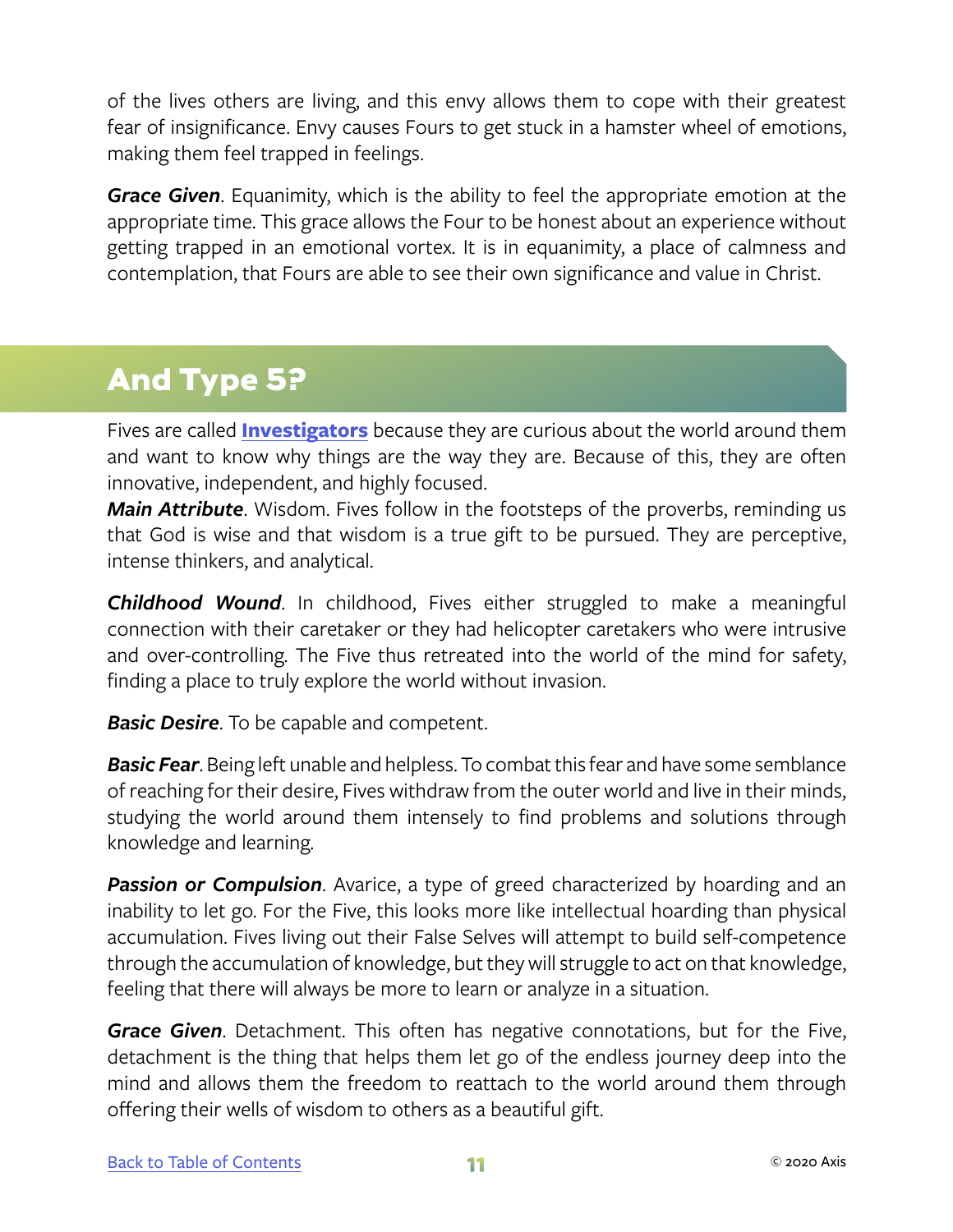of the lives others are living, and this envy allows them to cope with their greatest fear of insignificance. Envy causes Fours to get stuck in a hamster wheel of emotions, making them feel trapped in feelings.

***Grace Given***. Equanimity, which is the ability to feel the appropriate emotion at the appropriate time. This grace allows the Four to be honest about an experience without getting trapped in an emotional vortex. It is in equanimity, a place of calmness and contemplation, that Fours are able to see their own significance and value in Christ.

## And Type 5?

Fives are called **Investigators** because they are curious about the world around them and want to know why things are the way they are. Because of this, they are often innovative, independent, and highly focused.

***Main Attribute***. Wisdom. Fives follow in the footsteps of the proverbs, reminding us that God is wise and that wisdom is a true gift to be pursued. They are perceptive, intense thinkers, and analytical.

***Childhood Wound***. In childhood, Fives either struggled to make a meaningful connection with their caretaker or they had helicopter caretakers who were intrusive and over-controlling. The Five thus retreated into the world of the mind for safety, finding a place to truly explore the world without invasion.

***Basic Desire***. To be capable and competent.

***Basic Fear***. Being left unable and helpless. To combat this fear and have some semblance of reaching for their desire, Fives withdraw from the outer world and live in their minds, studying the world around them intensely to find problems and solutions through knowledge and learning.

***Passion or Compulsion***. Avarice, a type of greed characterized by hoarding and an inability to let go. For the Five, this looks more like intellectual hoarding than physical accumulation. Fives living out their False Selves will attempt to build self-competence through the accumulation of knowledge, but they will struggle to act on that knowledge, feeling that there will always be more to learn or analyze in a situation.

***Grace Given***. Detachment. This often has negative connotations, but for the Five, detachment is the thing that helps them let go of the endless journey deep into the mind and allows them the freedom to reattach to the world around them through offering their wells of wisdom to others as a beautiful gift.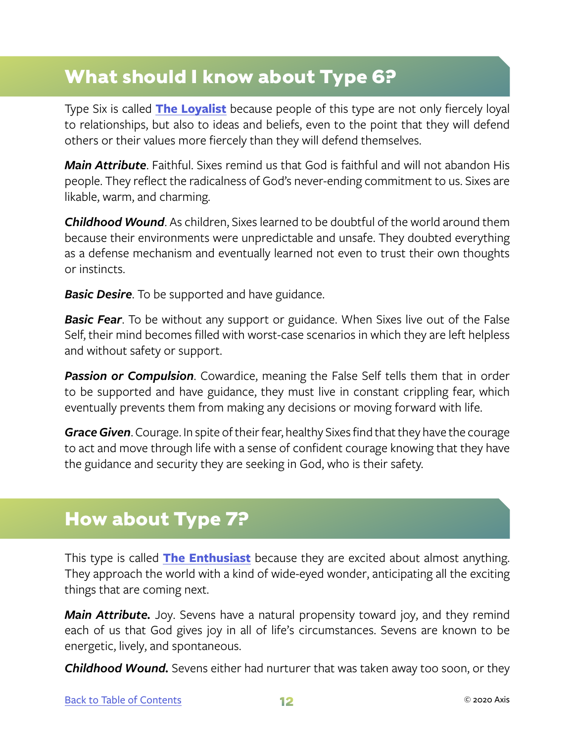## What should I know about Type 6?

Type Six is called **The Loyalist** because people of this type are not only fiercely loyal to relationships, but also to ideas and beliefs, even to the point that they will defend others or their values more fiercely than they will defend themselves.

***Main Attribute***. Faithful. Sixes remind us that God is faithful and will not abandon His people. They reflect the radicalness of God's never-ending commitment to us. Sixes are likable, warm, and charming.

***Childhood Wound***. As children, Sixes learned to be doubtful of the world around them because their environments were unpredictable and unsafe. They doubted everything as a defense mechanism and eventually learned not even to trust their own thoughts or instincts.

***Basic Desire***. To be supported and have guidance.

***Basic Fear***. To be without any support or guidance. When Sixes live out of the False Self, their mind becomes filled with worst-case scenarios in which they are left helpless and without safety or support.

***Passion or Compulsion***. Cowardice, meaning the False Self tells them that in order to be supported and have guidance, they must live in constant crippling fear, which eventually prevents them from making any decisions or moving forward with life.

***Grace Given***. Courage. In spite of their fear, healthy Sixes find that they have the courage to act and move through life with a sense of confident courage knowing that they have the guidance and security they are seeking in God, who is their safety.

## How about Type 7?

This type is called **The Enthusiast** because they are excited about almost anything. They approach the world with a kind of wide-eyed wonder, anticipating all the exciting things that are coming next.

***Main Attribute.*** Joy. Sevens have a natural propensity toward joy, and they remind each of us that God gives joy in all of life's circumstances. Sevens are known to be energetic, lively, and spontaneous.

***Childhood Wound.*** Sevens either had nurturer that was taken away too soon, or they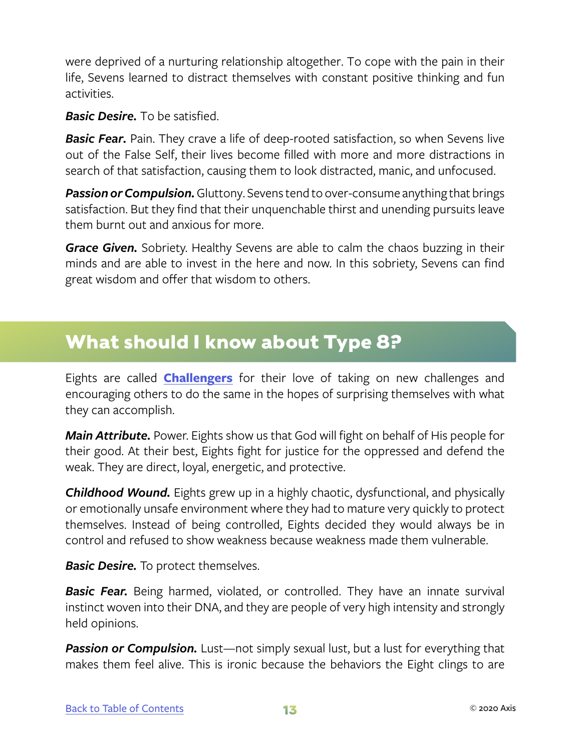were deprived of a nurturing relationship altogether. To cope with the pain in their life, Sevens learned to distract themselves with constant positive thinking and fun activities.

***Basic Desire.*** To be satisfied.

***Basic Fear.*** Pain. They crave a life of deep-rooted satisfaction, so when Sevens live out of the False Self, their lives become filled with more and more distractions in search of that satisfaction, causing them to look distracted, manic, and unfocused.

***Passion or Compulsion.*** Gluttony. Sevens tend to over-consume anything that brings satisfaction. But they find that their unquenchable thirst and unending pursuits leave them burnt out and anxious for more.

***Grace Given.*** Sobriety. Healthy Sevens are able to calm the chaos buzzing in their minds and are able to invest in the here and now. In this sobriety, Sevens can find great wisdom and offer that wisdom to others.

## What should I know about Type 8?

Eights are called **Challengers** for their love of taking on new challenges and encouraging others to do the same in the hopes of surprising themselves with what they can accomplish.

***Main Attribute.*** Power. Eights show us that God will fight on behalf of His people for their good. At their best, Eights fight for justice for the oppressed and defend the weak. They are direct, loyal, energetic, and protective.

***Childhood Wound.*** Eights grew up in a highly chaotic, dysfunctional, and physically or emotionally unsafe environment where they had to mature very quickly to protect themselves. Instead of being controlled, Eights decided they would always be in control and refused to show weakness because weakness made them vulnerable.

***Basic Desire.*** To protect themselves.

***Basic Fear.*** Being harmed, violated, or controlled. They have an innate survival instinct woven into their DNA, and they are people of very high intensity and strongly held opinions.

***Passion or Compulsion.*** Lust—not simply sexual lust, but a lust for everything that makes them feel alive. This is ironic because the behaviors the Eight clings to are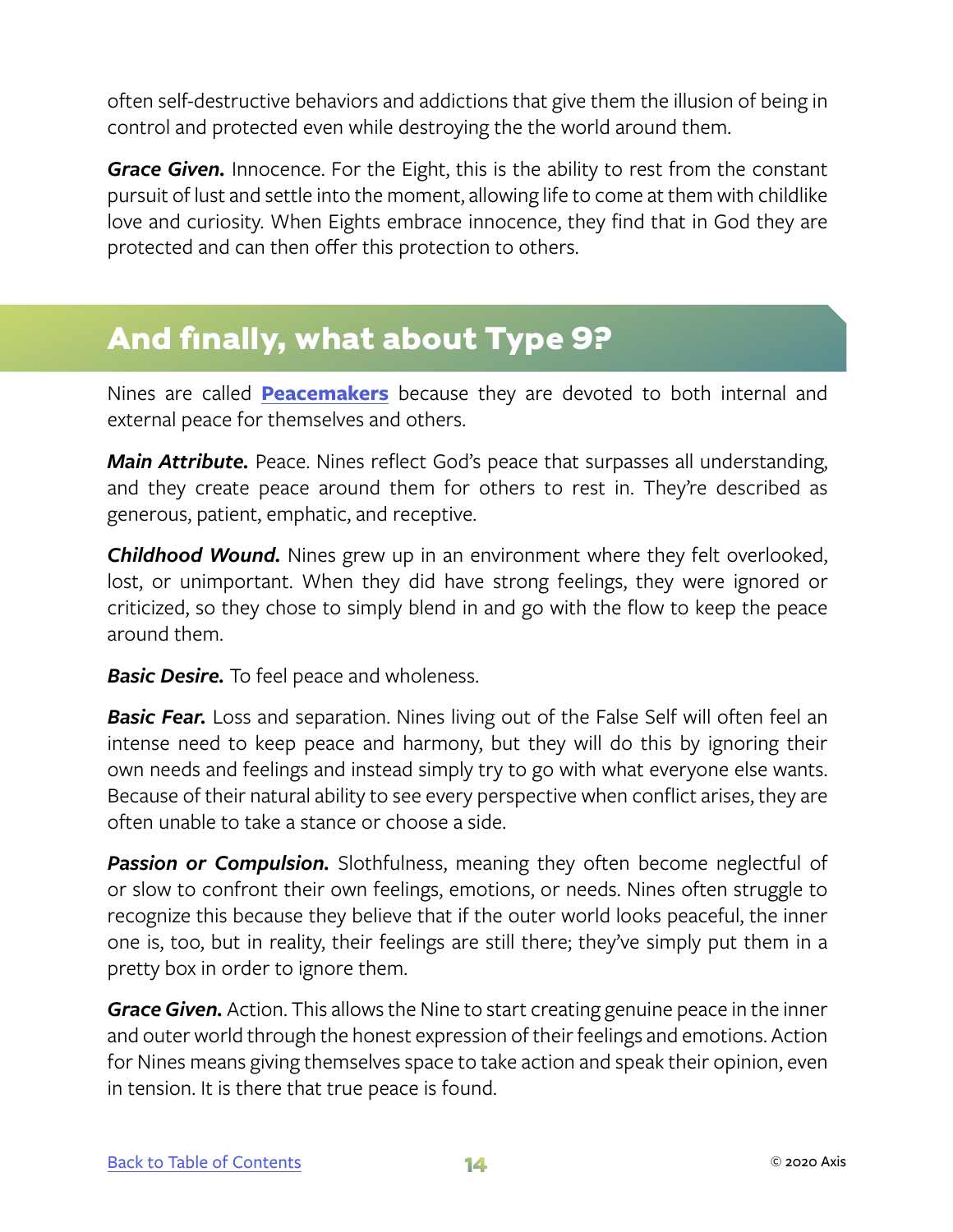often self-destructive behaviors and addictions that give them the illusion of being in control and protected even while destroying the the world around them.

***Grace Given.*** Innocence. For the Eight, this is the ability to rest from the constant pursuit of lust and settle into the moment, allowing life to come at them with childlike love and curiosity. When Eights embrace innocence, they find that in God they are protected and can then offer this protection to others.

## And finally, what about Type 9?

Nines are called **Peacemakers** because they are devoted to both internal and external peace for themselves and others.

***Main Attribute.*** Peace. Nines reflect God's peace that surpasses all understanding, and they create peace around them for others to rest in. They're described as generous, patient, emphatic, and receptive.

***Childhood Wound.*** Nines grew up in an environment where they felt overlooked, lost, or unimportant. When they did have strong feelings, they were ignored or criticized, so they chose to simply blend in and go with the flow to keep the peace around them.

***Basic Desire.*** To feel peace and wholeness.

***Basic Fear.*** Loss and separation. Nines living out of the False Self will often feel an intense need to keep peace and harmony, but they will do this by ignoring their own needs and feelings and instead simply try to go with what everyone else wants. Because of their natural ability to see every perspective when conflict arises, they are often unable to take a stance or choose a side.

***Passion or Compulsion.*** Slothfulness, meaning they often become neglectful of or slow to confront their own feelings, emotions, or needs. Nines often struggle to recognize this because they believe that if the outer world looks peaceful, the inner one is, too, but in reality, their feelings are still there; they've simply put them in a pretty box in order to ignore them.

***Grace Given.*** Action. This allows the Nine to start creating genuine peace in the inner and outer world through the honest expression of their feelings and emotions. Action for Nines means giving themselves space to take action and speak their opinion, even in tension. It is there that true peace is found.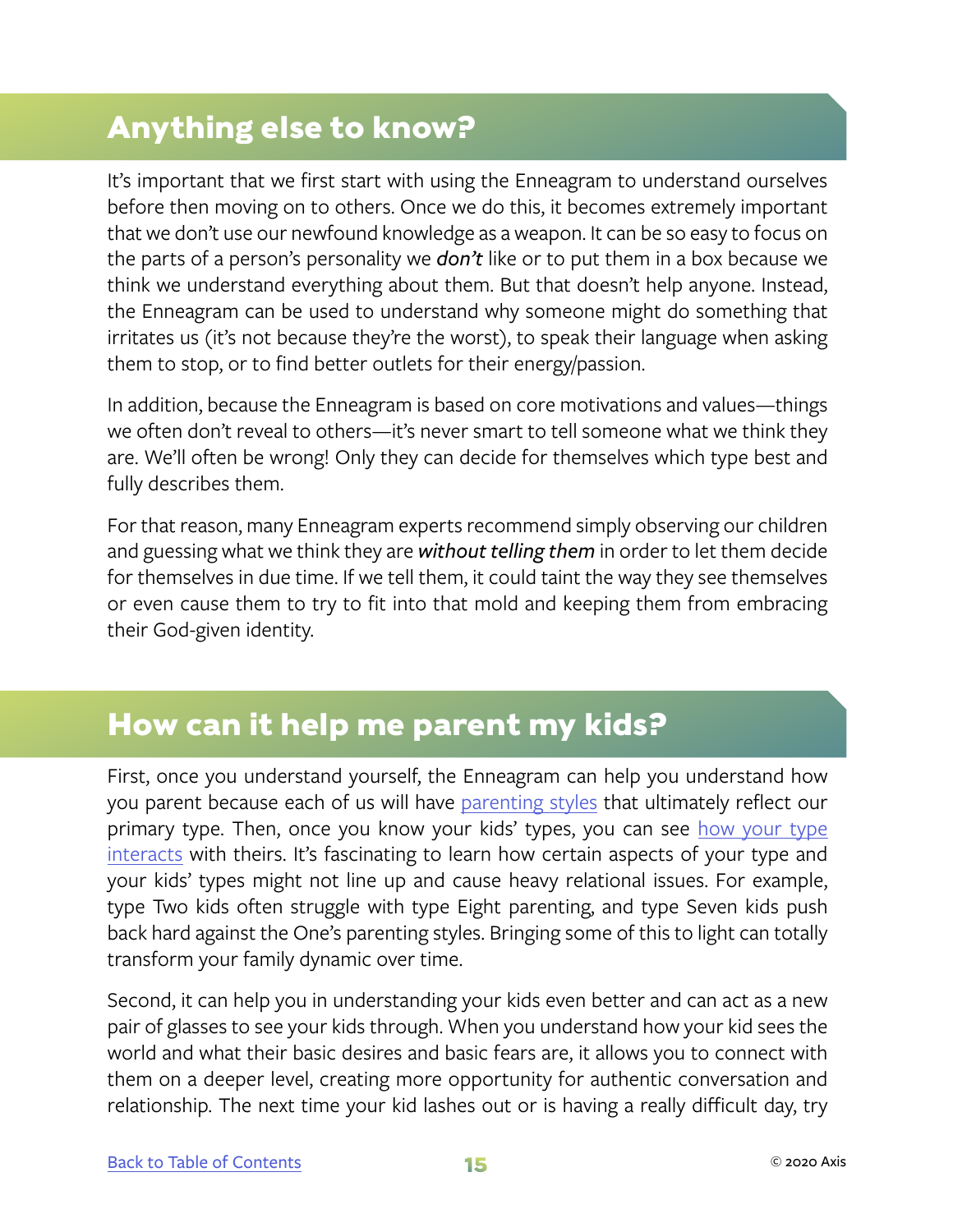## Anything else to know?

It's important that we first start with using the Enneagram to understand ourselves before then moving on to others. Once we do this, it becomes extremely important that we don't use our newfound knowledge as a weapon. It can be so easy to focus on the parts of a person's personality we ***don't*** like or to put them in a box because we think we understand everything about them. But that doesn't help anyone. Instead, the Enneagram can be used to understand why someone might do something that irritates us (it's not because they're the worst), to speak their language when asking them to stop, or to find better outlets for their energy/passion.

In addition, because the Enneagram is based on core motivations and values—things we often don't reveal to others—it's never smart to tell someone what we think they are. We'll often be wrong! Only they can decide for themselves which type best and fully describes them.

For that reason, many Enneagram experts recommend simply observing our children and guessing what we think they are ***without telling them*** in order to let them decide for themselves in due time. If we tell them, it could taint the way they see themselves or even cause them to try to fit into that mold and keeping them from embracing their God-given identity.

## How can it help me parent my kids?

First, once you understand yourself, the Enneagram can help you understand how you parent because each of us will have parenting styles that ultimately reflect our primary type. Then, once you know your kids' types, you can see how your type interacts with theirs. It's fascinating to learn how certain aspects of your type and your kids' types might not line up and cause heavy relational issues. For example, type Two kids often struggle with type Eight parenting, and type Seven kids push back hard against the One's parenting styles. Bringing some of this to light can totally transform your family dynamic over time.

Second, it can help you in understanding your kids even better and can act as a new pair of glasses to see your kids through. When you understand how your kid sees the world and what their basic desires and basic fears are, it allows you to connect with them on a deeper level, creating more opportunity for authentic conversation and relationship. The next time your kid lashes out or is having a really difficult day, try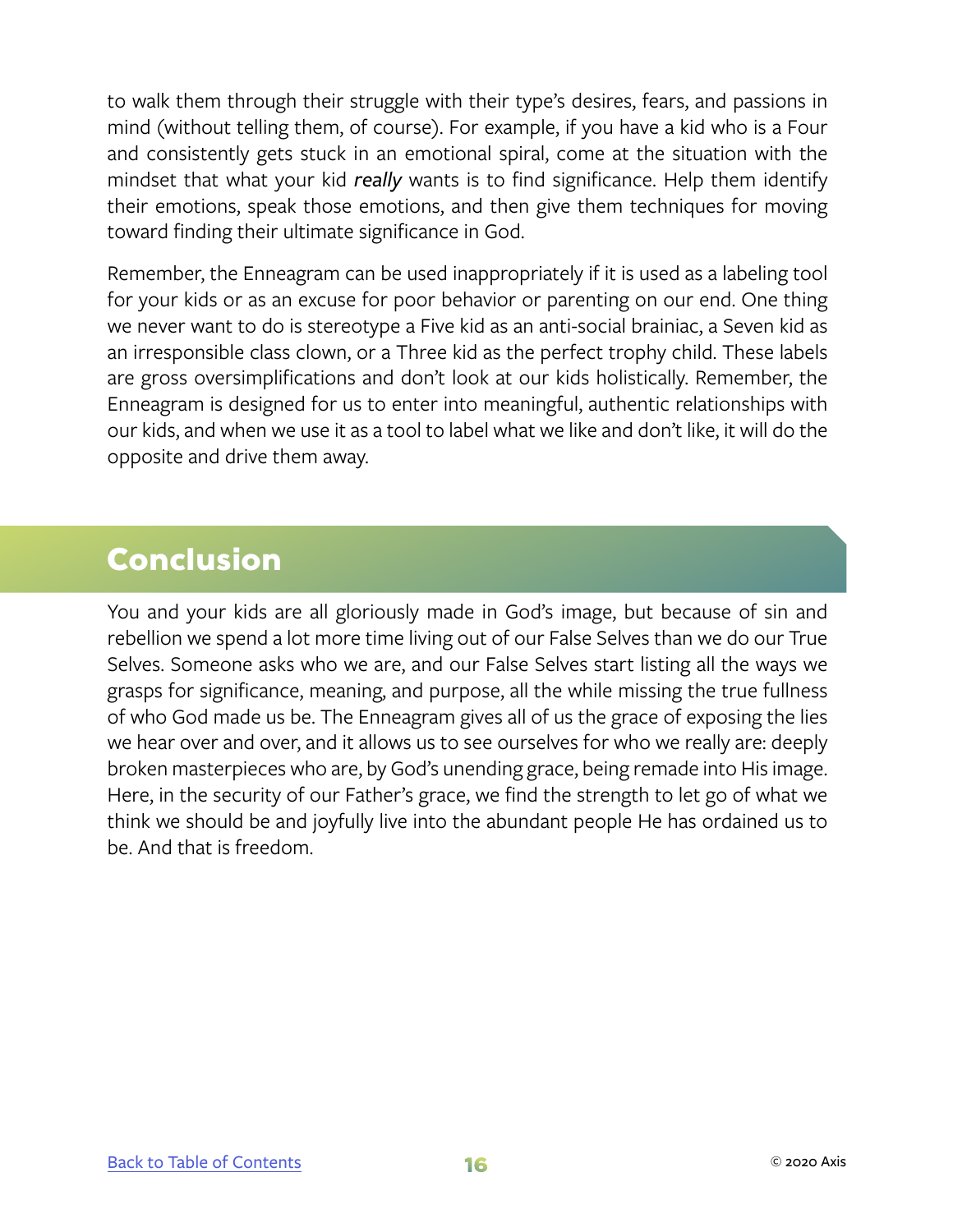to walk them through their struggle with their type's desires, fears, and passions in mind (without telling them, of course). For example, if you have a kid who is a Four and consistently gets stuck in an emotional spiral, come at the situation with the mindset that what your kid ***really*** wants is to find significance. Help them identify their emotions, speak those emotions, and then give them techniques for moving toward finding their ultimate significance in God.

Remember, the Enneagram can be used inappropriately if it is used as a labeling tool for your kids or as an excuse for poor behavior or parenting on our end. One thing we never want to do is stereotype a Five kid as an anti-social brainiac, a Seven kid as an irresponsible class clown, or a Three kid as the perfect trophy child. These labels are gross oversimplifications and don't look at our kids holistically. Remember, the Enneagram is designed for us to enter into meaningful, authentic relationships with our kids, and when we use it as a tool to label what we like and don't like, it will do the opposite and drive them away.

## Conclusion

You and your kids are all gloriously made in God's image, but because of sin and rebellion we spend a lot more time living out of our False Selves than we do our True Selves. Someone asks who we are, and our False Selves start listing all the ways we grasps for significance, meaning, and purpose, all the while missing the true fullness of who God made us be. The Enneagram gives all of us the grace of exposing the lies we hear over and over, and it allows us to see ourselves for who we really are: deeply broken masterpieces who are, by God's unending grace, being remade into His image. Here, in the security of our Father's grace, we find the strength to let go of what we think we should be and joyfully live into the abundant people He has ordained us to be. And that is freedom.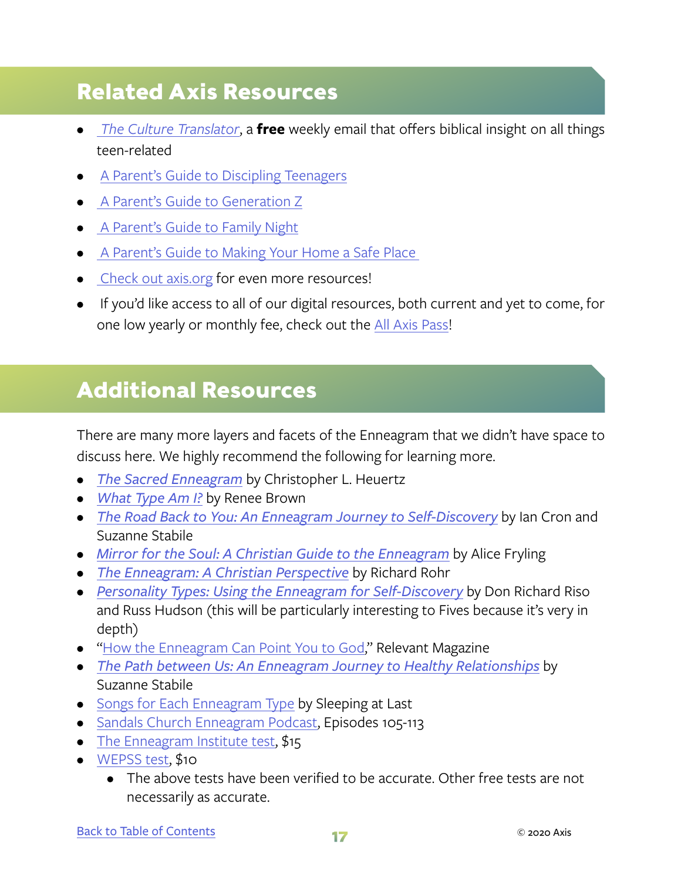## Related Axis Resources

- *The Culture Translator*, a **free** weekly email that offers biblical insight on all things teen-related
- A Parent's Guide to Discipling Teenagers
- A Parent's Guide to Generation Z
- A Parent's Guide to Family Night
- A Parent's Guide to Making Your Home a Safe Place
- Check out axis.org for even more resources!
- If you'd like access to all of our digital resources, both current and yet to come, for one low yearly or monthly fee, check out the All Axis Pass!

## Additional Resources

There are many more layers and facets of the Enneagram that we didn't have space to discuss here. We highly recommend the following for learning more.

- *The Sacred Enneagram* by Christopher L. Heuertz
- *What Type Am I?* by Renee Brown
- *The Road Back to You: An Enneagram Journey to Self-Discovery* by Ian Cron and Suzanne Stabile
- *Mirror for the Soul: A Christian Guide to the Enneagram* by Alice Fryling
- *The Enneagram: A Christian Perspective* by Richard Rohr
- *Personality Types: Using the Enneagram for Self-Discovery* by Don Richard Riso and Russ Hudson (this will be particularly interesting to Fives because it's very in depth)
- "How the Enneagram Can Point You to God," Relevant Magazine
- *The Path between Us: An Enneagram Journey to Healthy Relationships* by Suzanne Stabile
- Songs for Each Enneagram Type by Sleeping at Last
- Sandals Church Enneagram Podcast, Episodes 105-113
- The Enneagram Institute test, $15
- WEPSS test, $10
    - The above tests have been verified to be accurate. Other free tests are not necessarily as accurate.

Back to Table of Contents

© 2020 Axis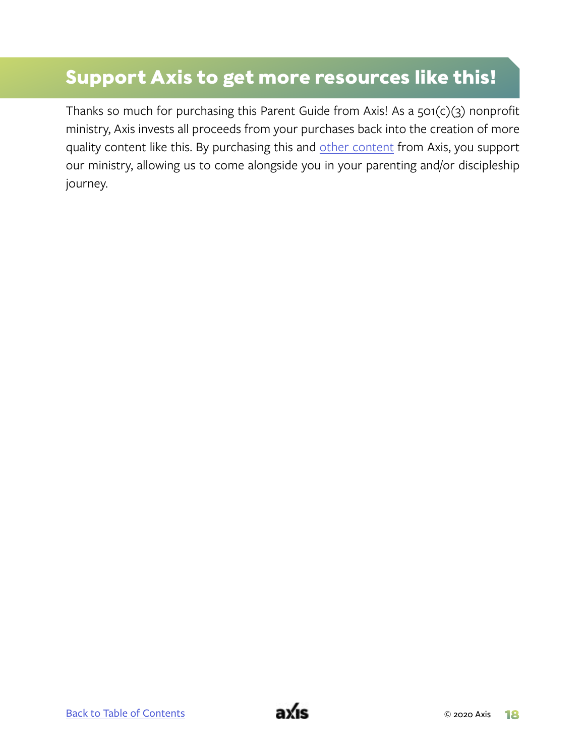## Support Axis to get more resources like this!

Thanks so much for purchasing this Parent Guide from Axis! As a 501(c)(3) nonprofit ministry, Axis invests all proceeds from your purchases back into the creation of more quality content like this. By purchasing this and other content from Axis, you support our ministry, allowing us to come alongside you in your parenting and/or discipleship journey.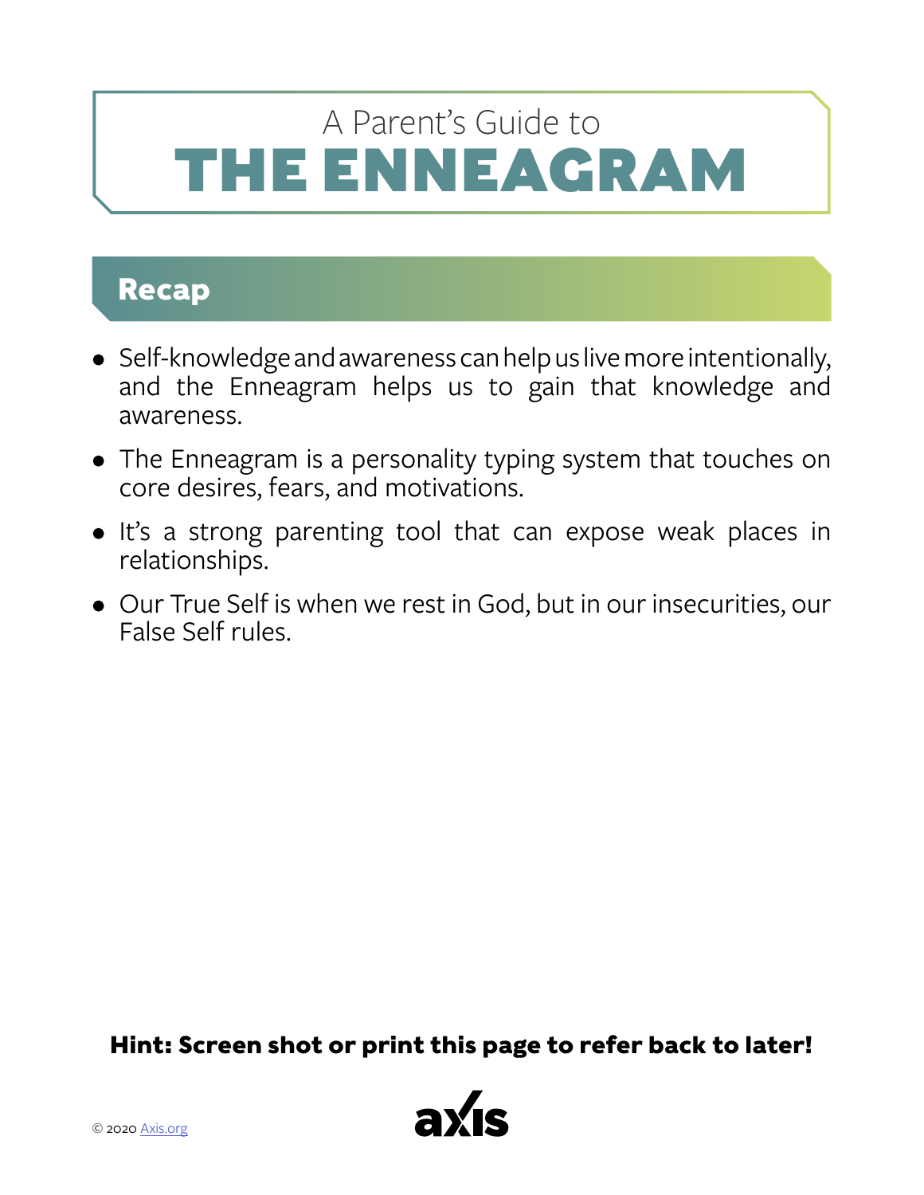A Parent's Guide to

# THE ENNEAGRAM

## Recap

- Self-knowledge and awareness can help us live more intentionally, and the Enneagram helps us to gain that knowledge and awareness.
- The Enneagram is a personality typing system that touches on core desires, fears, and motivations.
- It's a strong parenting tool that can expose weak places in relationships.
- Our True Self is when we rest in God, but in our insecurities, our False Self rules.

**Hint: Screen shot or print this page to refer back to later!**

© 2020 Axis.org

axis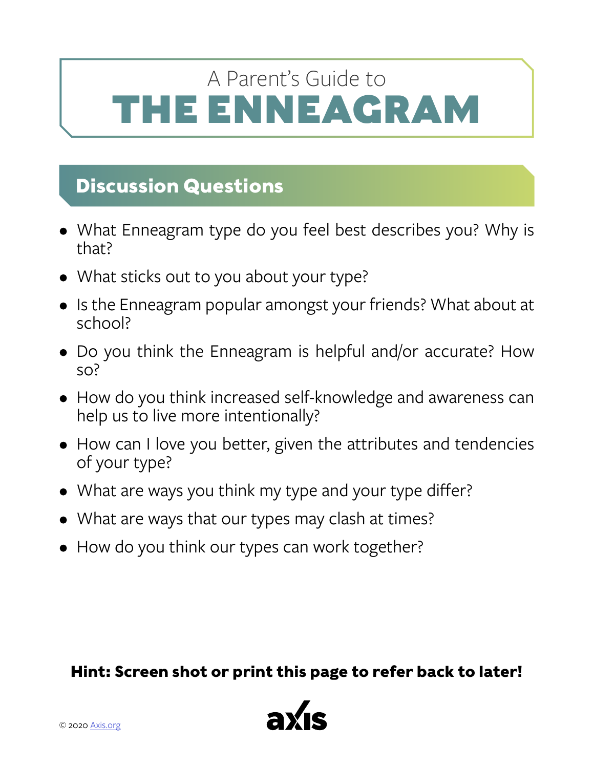A Parent's Guide to

# THE ENNEAGRAM

## Discussion Questions

- What Enneagram type do you feel best describes you? Why is that?
- What sticks out to you about your type?
- Is the Enneagram popular amongst your friends? What about at school?
- Do you think the Enneagram is helpful and/or accurate? How so?
- How do you think increased self-knowledge and awareness can help us to live more intentionally?
- How can I love you better, given the attributes and tendencies of your type?
- What are ways you think my type and your type differ?
- What are ways that our types may clash at times?
- How do you think our types can work together?

**Hint: Screen shot or print this page to refer back to later!**

© 2020 Axis.org

axis